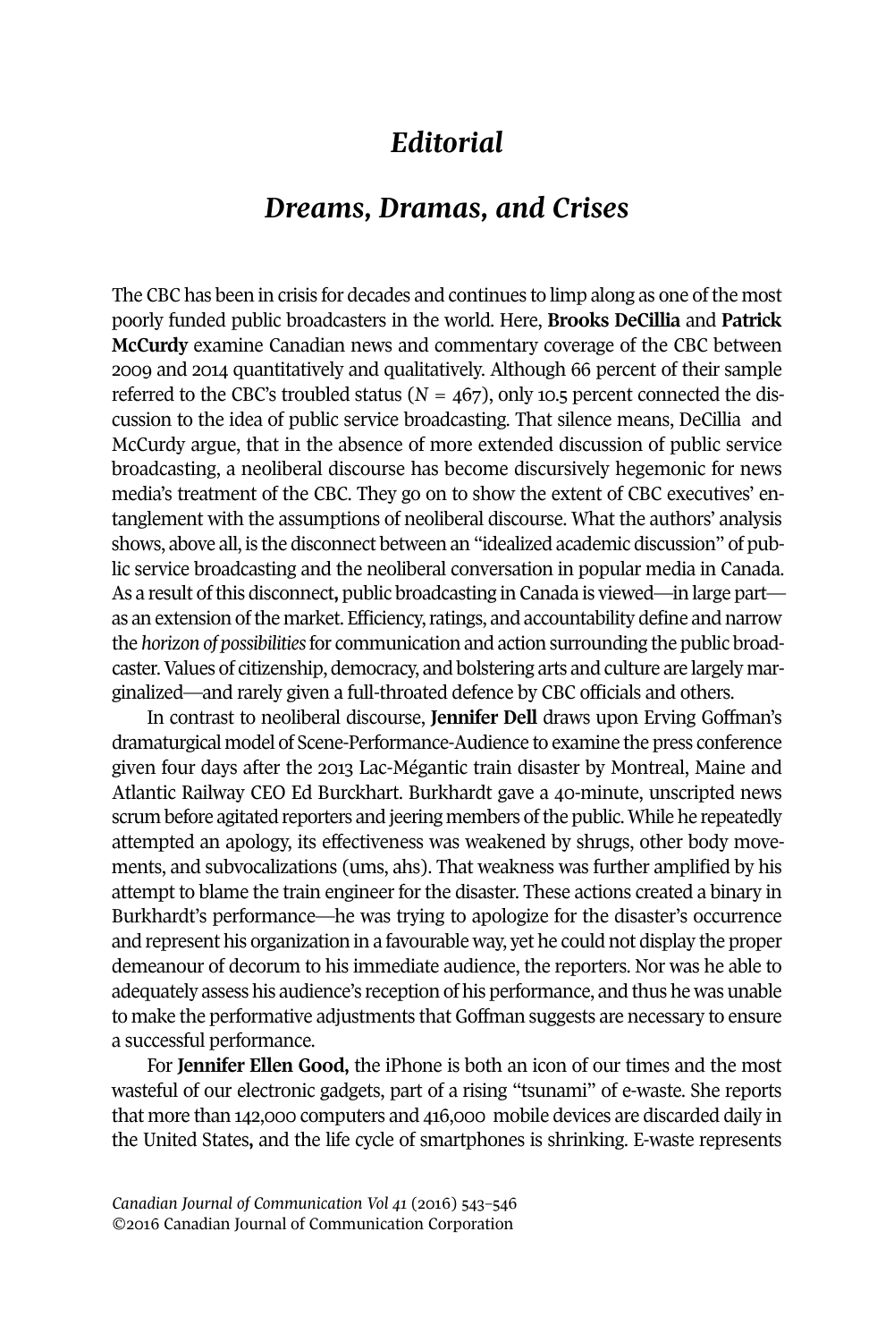# *Editorial*

## *Dreams, Dramas, and Crises*

The CBC has been in crisis for decades and continues to limp along as one of the most poorly funded public broadcasters in the world. Here, **Brooks DeCillia** and **Patrick McCurdy** examine Canadian news and commentary coverage of the CBC between 2009 and 2014 quantitatively and qualitatively. Although 66 percent of their sample referred to the CBC's troubled status ($N = 467$), only 10.5 percent connected the discussion to the idea of public service broadcasting. That silence means, DeCillia and McCurdy argue, that in the absence of more extended discussion of public service broadcasting, a neoliberal discourse has become discursively hegemonic for news media's treatment of the CBC. They go on to show the extent of CBC executives' entanglement with the assumptions of neoliberal discourse. What the authors' analysis shows, above all, is the disconnect between an "idealized academic discussion" of public service broadcasting and the neoliberal conversation in popular media in Canada. As a result of this disconnect, public broadcasting in Canada is viewed—in large part—as an extension of the market. Efficiency, ratings, and accountability define and narrow the *horizon of possibilities* for communication and action surrounding the public broadcaster. Values of citizenship, democracy, and bolstering arts and culture are largely marginalized—and rarely given a full-throated defence by CBC officials and others.

In contrast to neoliberal discourse, **Jennifer Dell** draws upon Erving Goffman's dramaturgical model of Scene-Performance-Audience to examine the press conference given four days after the 2013 Lac-Mégantic train disaster by Montreal, Maine and Atlantic Railway CEO Ed Burckhart. Burkhardt gave a 40-minute, unscripted news scrum before agitated reporters and jeering members of the public. While he repeatedly attempted an apology, its effectiveness was weakened by shrugs, other body movements, and subvocalizations (ums, ahs). That weakness was further amplified by his attempt to blame the train engineer for the disaster. These actions created a binary in Burkhardt's performance—he was trying to apologize for the disaster's occurrence and represent his organization in a favourable way, yet he could not display the proper demeanour of decorum to his immediate audience, the reporters. Nor was he able to adequately assess his audience's reception of his performance, and thus he was unable to make the performative adjustments that Goffman suggests are necessary to ensure a successful performance.

For **Jennifer Ellen Good,** the iPhone is both an icon of our times and the most wasteful of our electronic gadgets, part of a rising "tsunami" of e-waste. She reports that more than 142,000 computers and 416,000 mobile devices are discarded daily in the United States, and the life cycle of smartphones is shrinking. E-waste represents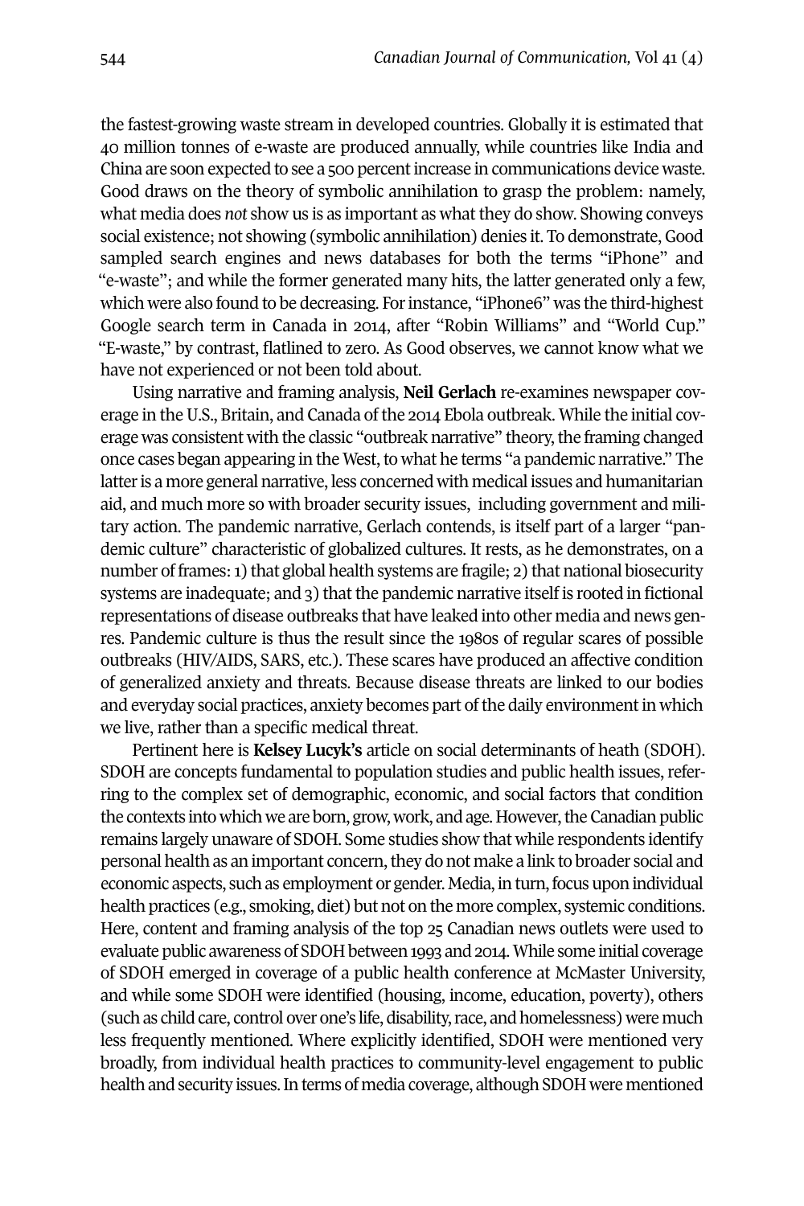the fastest-growing waste stream in developed countries. Globally it is estimated that 40 million tonnes of e-waste are produced annually, while countries like India and China are soon expected to see a 500 percent increase in communications device waste. Good draws on the theory of symbolic annihilation to grasp the problem: namely, what media does *not* show us is as important as what they do show. Showing conveys social existence; not showing (symbolic annihilation) denies it. To demonstrate, Good sampled search engines and news databases for both the terms "iPhone" and "e-waste"; and while the former generated many hits, the latter generated only a few, which were also found to be decreasing. For instance, "iPhone6" was the third-highest Google search term in Canada in 2014, after "Robin Williams" and "World Cup." "E-waste," by contrast, flatlined to zero. As Good observes, we cannot know what we have not experienced or not been told about.

Using narrative and framing analysis, **Neil Gerlach** re-examines newspaper coverage in the U.S., Britain, and Canada of the 2014 Ebola outbreak. While the initial coverage was consistent with the classic "outbreak narrative" theory, the framing changed once cases began appearing in the West, to what he terms "a pandemic narrative." The latter is a more general narrative, less concerned with medical issues and humanitarian aid, and much more so with broader security issues, including government and military action. The pandemic narrative, Gerlach contends, is itself part of a larger "pandemic culture" characteristic of globalized cultures. It rests, as he demonstrates, on a number of frames: 1) that global health systems are fragile; 2) that national biosecurity systems are inadequate; and 3) that the pandemic narrative itself is rooted in fictional representations of disease outbreaks that have leaked into other media and news genres. Pandemic culture is thus the result since the 1980s of regular scares of possible outbreaks (HIV/AIDS, SARS, etc.). These scares have produced an affective condition of generalized anxiety and threats. Because disease threats are linked to our bodies and everyday social practices, anxiety becomes part of the daily environment in which we live, rather than a specific medical threat.

Pertinent here is **Kelsey Lucyk's** article on social determinants of heath (SDOH). SDOH are concepts fundamental to population studies and public health issues, referring to the complex set of demographic, economic, and social factors that condition the contexts into which we are born, grow, work, and age. However, the Canadian public remains largely unaware of SDOH. Some studies show that while respondents identify personal health as an important concern, they do not make a link to broader social and economic aspects, such as employment or gender. Media, in turn, focus upon individual health practices (e.g., smoking, diet) but not on the more complex, systemic conditions. Here, content and framing analysis of the top 25 Canadian news outlets were used to evaluate public awareness of SDOH between 1993 and 2014. While some initial coverage of SDOH emerged in coverage of a public health conference at McMaster University, and while some SDOH were identified (housing, income, education, poverty), others (such as child care, control over one's life, disability, race, and homelessness) were much less frequently mentioned. Where explicitly identified, SDOH were mentioned very broadly, from individual health practices to community-level engagement to public health and security issues. In terms of media coverage, although SDOH were mentioned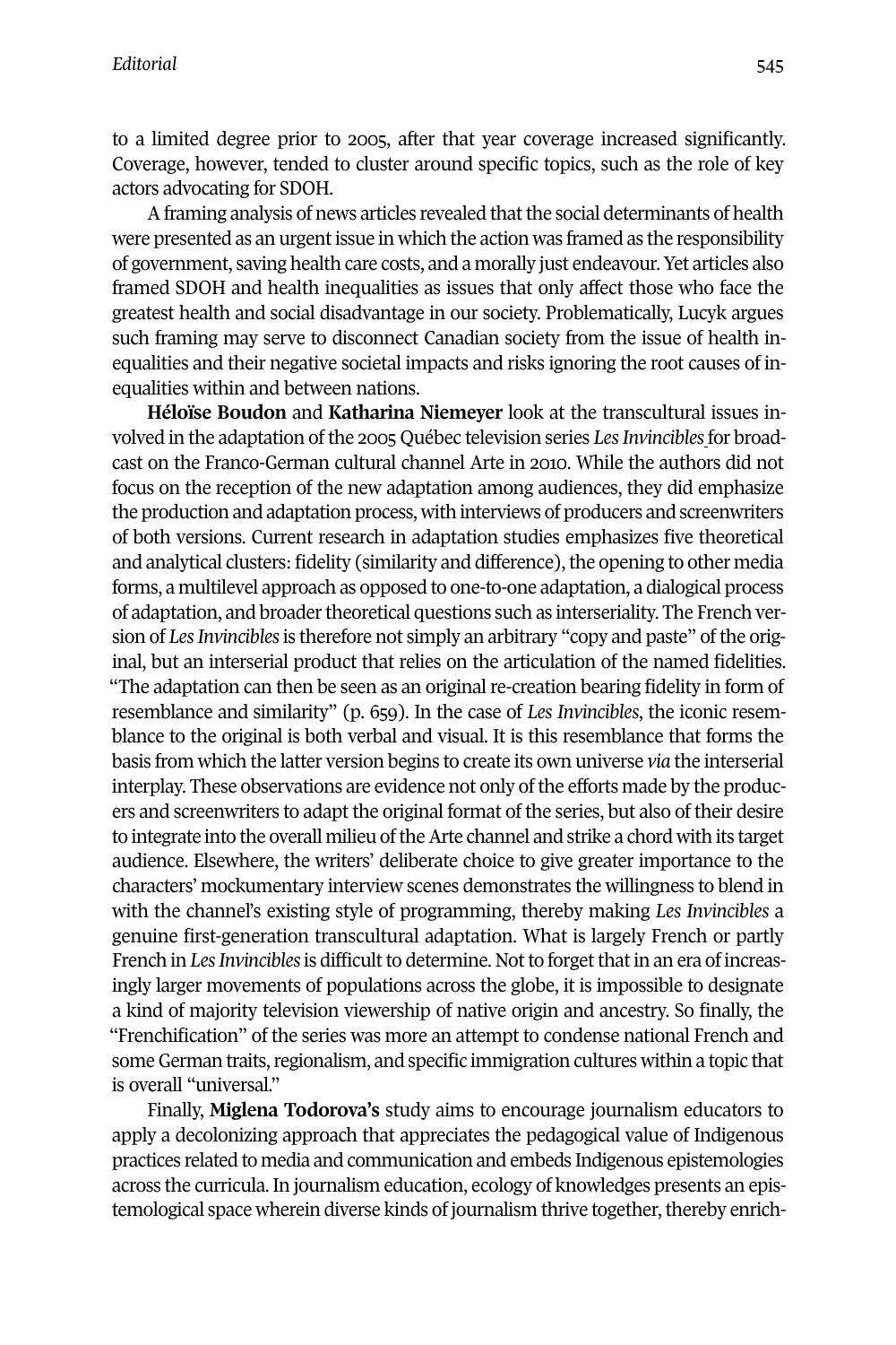to a limited degree prior to 2005, after that year coverage increased significantly. Coverage, however, tended to cluster around specific topics, such as the role of key actors advocating for SDOH.

A framing analysis of news articles revealed that the social determinants of health were presented as an urgent issue in which the action was framed as the responsibility of government, saving health care costs, and a morally just endeavour. Yet articles also framed SDOH and health inequalities as issues that only affect those who face the greatest health and social disadvantage in our society. Problematically, Lucyk argues such framing may serve to disconnect Canadian society from the issue of health inequalities and their negative societal impacts and risks ignoring the root causes of inequalities within and between nations.

**Héloïse Boudon** and **Katharina Niemeyer** look at the transcultural issues involved in the adaptation of the 2005 Québec television series *Les Invincibles* for broadcast on the Franco-German cultural channel Arte in 2010. While the authors did not focus on the reception of the new adaptation among audiences, they did emphasize the production and adaptation process, with interviews of producers and screenwriters of both versions. Current research in adaptation studies emphasizes five theoretical and analytical clusters: fidelity (similarity and difference), the opening to other media forms, a multilevel approach as opposed to one-to-one adaptation, a dialogical process of adaptation, and broader theoretical questions such as interseriality. The French version of *Les Invincibles* is therefore not simply an arbitrary "copy and paste" of the original, but an interserial product that relies on the articulation of the named fidelities. "The adaptation can then be seen as an original re-creation bearing fidelity in form of resemblance and similarity" (p. 659). In the case of *Les Invincibles*, the iconic resemblance to the original is both verbal and visual. It is this resemblance that forms the basis from which the latter version begins to create its own universe *via* the interserial interplay. These observations are evidence not only of the efforts made by the producers and screenwriters to adapt the original format of the series, but also of their desire to integrate into the overall milieu of the Arte channel and strike a chord with its target audience. Elsewhere, the writers' deliberate choice to give greater importance to the characters' mockumentary interview scenes demonstrates the willingness to blend in with the channel's existing style of programming, thereby making *Les Invincibles* a genuine first-generation transcultural adaptation. What is largely French or partly French in *Les Invincibles* is difficult to determine. Not to forget that in an era of increasingly larger movements of populations across the globe, it is impossible to designate a kind of majority television viewership of native origin and ancestry. So finally, the "Frenchification" of the series was more an attempt to condense national French and some German traits, regionalism, and specific immigration cultures within a topic that is overall "universal."

Finally, **Miglena Todorova's** study aims to encourage journalism educators to apply a decolonizing approach that appreciates the pedagogical value of Indigenous practices related to media and communication and embeds Indigenous epistemologies across the curricula. In journalism education, ecology of knowledges presents an epistemological space wherein diverse kinds of journalism thrive together, thereby enrich-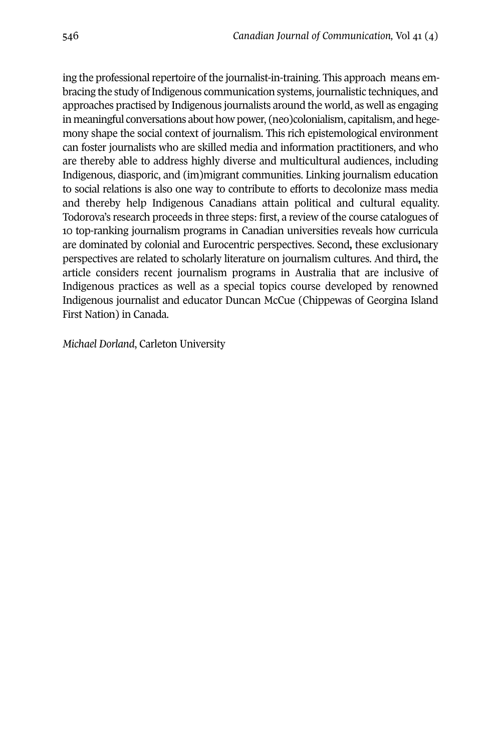ing the professional repertoire of the journalist-in-training. This approach means embracing the study of Indigenous communication systems, journalistic techniques, and approaches practised by Indigenous journalists around the world, as well as engaging in meaningful conversations about how power, (neo)colonialism, capitalism, and hegemony shape the social context of journalism. This rich epistemological environment can foster journalists who are skilled media and information practitioners, and who are thereby able to address highly diverse and multicultural audiences, including Indigenous, diasporic, and (im)migrant communities. Linking journalism education to social relations is also one way to contribute to efforts to decolonize mass media and thereby help Indigenous Canadians attain political and cultural equality. Todorova's research proceeds in three steps: first, a review of the course catalogues of 10 top-ranking journalism programs in Canadian universities reveals how curricula are dominated by colonial and Eurocentric perspectives. Second, these exclusionary perspectives are related to scholarly literature on journalism cultures. And third, the article considers recent journalism programs in Australia that are inclusive of Indigenous practices as well as a special topics course developed by renowned Indigenous journalist and educator Duncan McCue (Chippewas of Georgina Island First Nation) in Canada.

*Michael Dorland*, Carleton University